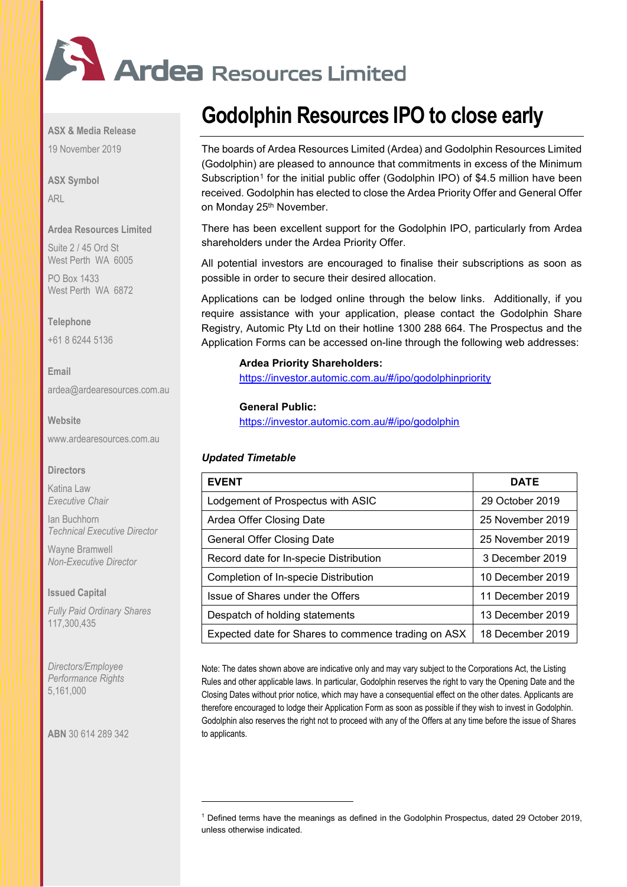# Ardea Resources Limited

**ASX & Media Release**

19 November 2019

**ASX Symbol**

ARL

**Ardea Resources Limited**

Suite 2 / 45 Ord St
West Perth WA 6005

PO Box 1433
West Perth WA 6872

**Telephone**

+61 8 6244 5136

**Email**

ardea@ardearesources.com.au

**Website**

www.ardearesources.com.au

**Directors**

Katina Law
*Executive Chair*

Ian Buchhorn
*Technical Executive Director*

Wayne Bramwell
*Non-Executive Director*

**Issued Capital**

*Fully Paid Ordinary Shares*
117,300,435

*Directors/Employee Performance Rights*
5,161,000

**ABN** 30 614 289 342

## Godolphin Resources IPO to close early

The boards of Ardea Resources Limited (Ardea) and Godolphin Resources Limited (Godolphin) are pleased to announce that commitments in excess of the Minimum Subscription[1] for the initial public offer (Godolphin IPO) of $4.5 million have been received. Godolphin has elected to close the Ardea Priority Offer and General Offer on Monday 25th November.

There has been excellent support for the Godolphin IPO, particularly from Ardea shareholders under the Ardea Priority Offer.

All potential investors are encouraged to finalise their subscriptions as soon as possible in order to secure their desired allocation.

Applications can be lodged online through the below links. Additionally, if you require assistance with your application, please contact the Godolphin Share Registry, Automic Pty Ltd on their hotline 1300 288 664. The Prospectus and the Application Forms can be accessed on-line through the following web addresses:

**Ardea Priority Shareholders:**
https://investor.automic.com.au/#/ipo/godolphinpriority

**General Public:**
https://investor.automic.com.au/#/ipo/godolphin

***Updated Timetable***

| EVENT | DATE |
|---|---|
| Lodgement of Prospectus with ASIC | 29 October 2019 |
| Ardea Offer Closing Date | 25 November 2019 |
| General Offer Closing Date | 25 November 2019 |
| Record date for In-specie Distribution | 3 December 2019 |
| Completion of In-specie Distribution | 10 December 2019 |
| Issue of Shares under the Offers | 11 December 2019 |
| Despatch of holding statements | 13 December 2019 |
| Expected date for Shares to commence trading on ASX | 18 December 2019 |

Note: The dates shown above are indicative only and may vary subject to the Corporations Act, the Listing Rules and other applicable laws. In particular, Godolphin reserves the right to vary the Opening Date and the Closing Dates without prior notice, which may have a consequential effect on the other dates. Applicants are therefore encouraged to lodge their Application Form as soon as possible if they wish to invest in Godolphin. Godolphin also reserves the right not to proceed with any of the Offers at any time before the issue of Shares to applicants.

[1] Defined terms have the meanings as defined in the Godolphin Prospectus, dated 29 October 2019, unless otherwise indicated.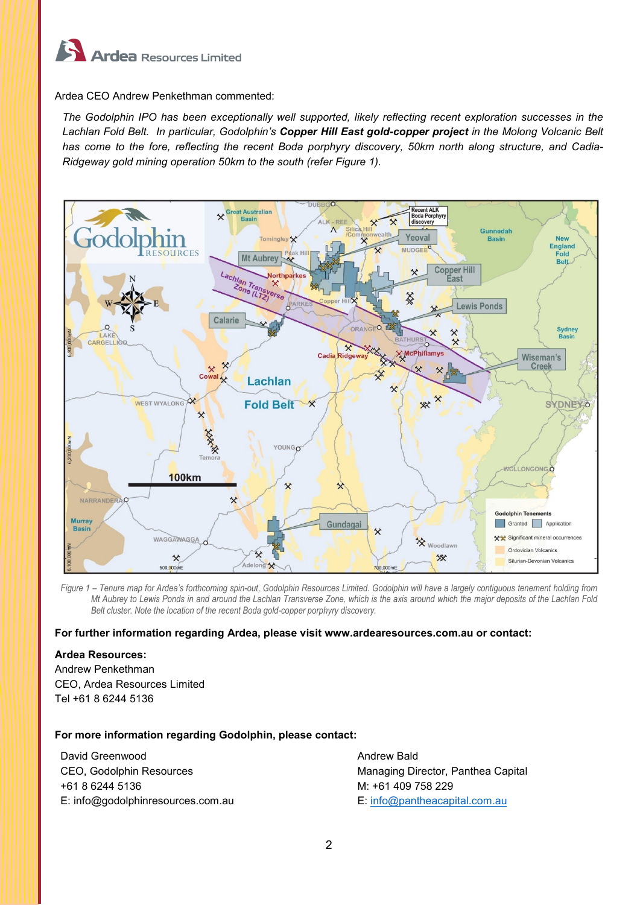Ardea CEO Andrew Penkethman commented:

*The Godolphin IPO has been exceptionally well supported, likely reflecting recent exploration successes in the Lachlan Fold Belt. In particular, Godolphin's **Copper Hill East gold-copper project** in the Molong Volcanic Belt has come to the fore, reflecting the recent Boda porphyry discovery, 50km north along structure, and Cadia-Ridgeway gold mining operation 50km to the south (refer Figure 1).*

*Figure 1 – Tenure map for Ardea's forthcoming spin-out, Godolphin Resources Limited. Godolphin will have a largely contiguous tenement holding from Mt Aubrey to Lewis Ponds in and around the Lachlan Transverse Zone, which is the axis around which the major deposits of the Lachlan Fold Belt cluster. Note the location of the recent Boda gold-copper porphyry discovery.*

**For further information regarding Ardea, please visit www.ardearesources.com.au or contact:**

**Ardea Resources:**
Andrew Penkethman
CEO, Ardea Resources Limited
Tel +61 8 6244 5136

**For more information regarding Godolphin, please contact:**

David Greenwood
CEO, Godolphin Resources
+61 8 6244 5136
E: info@godolphinresources.com.au

Andrew Bald
Managing Director, Panthea Capital
M: +61 409 758 229
E: info@pantheacapital.com.au